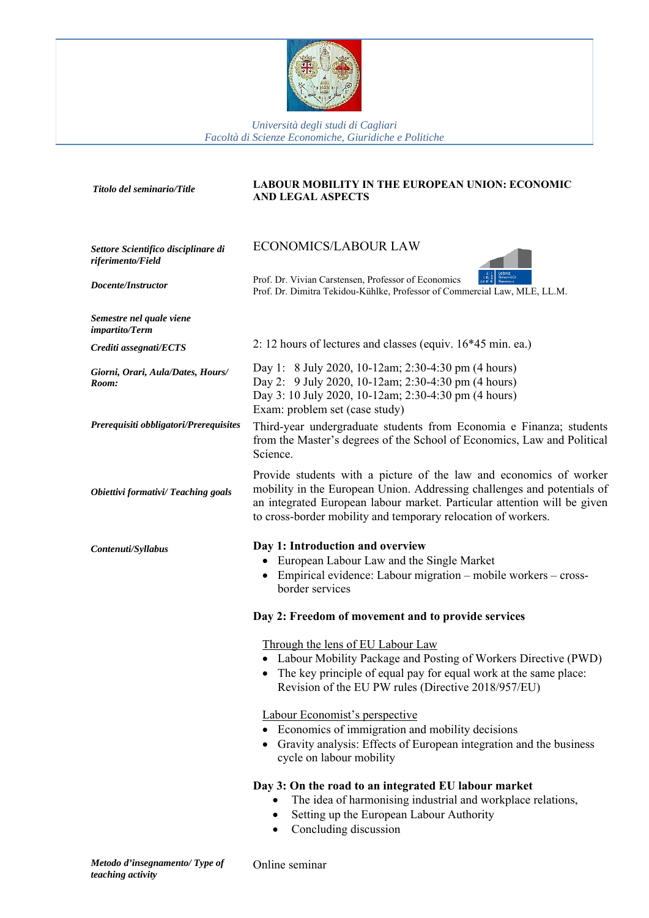*Università degli studi di Cagliari*
*Facoltà di Scienze Economiche, Giuridiche e Politiche*

| | |
|---|---|
| ***Titolo del seminario/Title*** | **LABOUR MOBILITY IN THE EUROPEAN UNION: ECONOMIC AND LEGAL ASPECTS** |
| ***Settore Scientifico disciplinare di riferimento/Field*** | ECONOMICS/LABOUR LAW |
| ***Docente/Instructor*** | Prof. Dr. Vivian Carstensen, Professor of Economics<br>Prof. Dr. Dimitra Tekidou-Kühlke, Professor of Commercial Law, MLE, LL.M. |
| ***Semestre nel quale viene impartito/Term*** | |
| ***Crediti assegnati/ECTS*** | 2: 12 hours of lectures and classes (equiv. 16*45 min. ea.) |
| ***Giorni, Orari, Aula/Dates, Hours/ Room:*** | Day 1: 8 July 2020, 10-12am; 2:30-4:30 pm (4 hours)<br>Day 2: 9 July 2020, 10-12am; 2:30-4:30 pm (4 hours)<br>Day 3: 10 July 2020, 10-12am; 2:30-4:30 pm (4 hours)<br>Exam: problem set (case study) |
| ***Prerequisiti obbligatori/Prerequisites*** | Third-year undergraduate students from Economia e Finanza; students from the Master's degrees of the School of Economics, Law and Political Science. |
| ***Obiettivi formativi/ Teaching goals*** | Provide students with a picture of the law and economics of worker mobility in the European Union. Addressing challenges and potentials of an integrated European labour market. Particular attention will be given to cross-border mobility and temporary relocation of workers. |

***Contenuti/Syllabus***

**Day 1: Introduction and overview**

- European Labour Law and the Single Market
- Empirical evidence: Labour migration – mobile workers – cross-border services

**Day 2: Freedom of movement and to provide services**

Through the lens of EU Labour Law

- Labour Mobility Package and Posting of Workers Directive (PWD)
- The key principle of equal pay for equal work at the same place: Revision of the EU PW rules (Directive 2018/957/EU)

Labour Economist's perspective

- Economics of immigration and mobility decisions
- Gravity analysis: Effects of European integration and the business cycle on labour mobility

**Day 3: On the road to an integrated EU labour market**

- The idea of harmonising industrial and workplace relations,
- Setting up the European Labour Authority
- Concluding discussion

| | |
|---|---|
| ***Metodo d'insegnamento/ Type of teaching activity*** | Online seminar |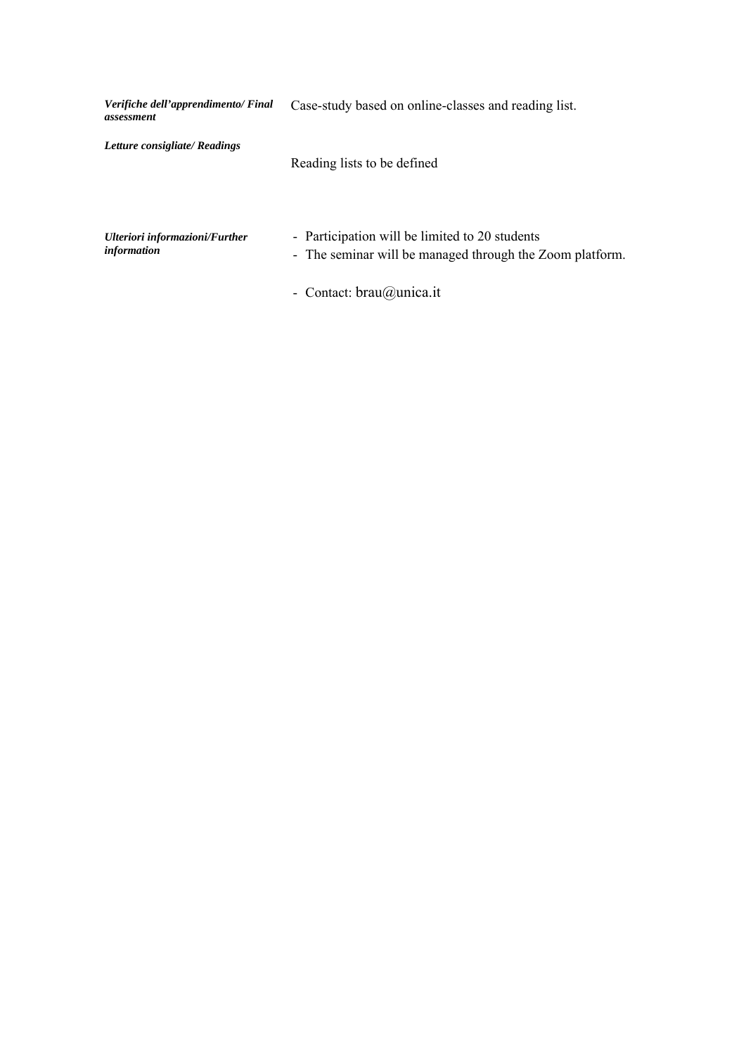| | |
|---|---|
| ***Verifiche dell'apprendimento/ Final assessment*** | Case-study based on online-classes and reading list. |
| ***Letture consigliate/ Readings*** | Reading lists to be defined |
| ***Ulteriori informazioni/Further information*** | - Participation will be limited to 20 students<br>- The seminar will be managed through the Zoom platform.<br>- Contact: brau@unica.it |